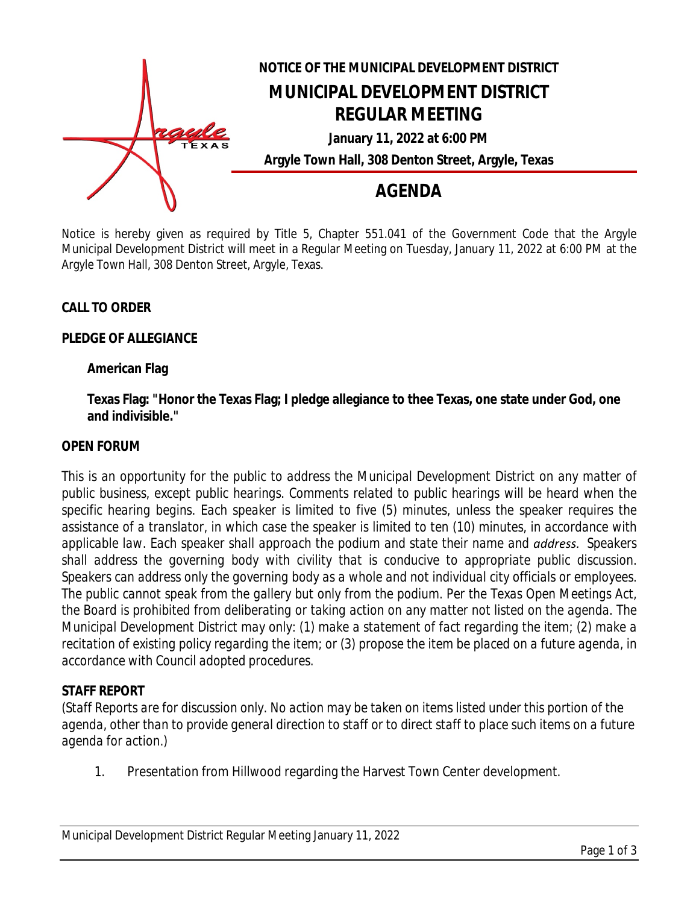**NOTICE OF THE MUNICIPAL DEVELOPMENT DISTRICT**

# MUNICIPAL DEVELOPMENT DISTRICT REGULAR MEETING

**January 11, 2022 at 6:00 PM**

**Argyle Town Hall, 308 Denton Street, Argyle, Texas**

# AGENDA

Notice is hereby given as required by Title 5, Chapter 551.041 of the Government Code that the Argyle Municipal Development District will meet in a Regular Meeting on Tuesday, January 11, 2022 at 6:00 PM at the Argyle Town Hall, 308 Denton Street, Argyle, Texas.

**CALL TO ORDER**

**PLEDGE OF ALLEGIANCE**

**American Flag**

**Texas Flag: "Honor the Texas Flag; I pledge allegiance to thee Texas, one state under God, one and indivisible."**

**OPEN FORUM**

This is an opportunity for the public to address the Municipal Development District on any matter of public business, except public hearings. Comments related to public hearings will be heard when the specific hearing begins. Each speaker is limited to five (5) minutes, unless the speaker requires the assistance of a translator, in which case the speaker is limited to ten (10) minutes, in accordance with applicable law. Each speaker shall approach the podium and state their name and *address.* Speakers shall address the governing body with civility that is conducive to appropriate public discussion. Speakers can address only the governing body as a whole and not individual city officials or employees. The public cannot speak from the gallery but only from the podium. Per the Texas Open Meetings Act, the Board is prohibited from deliberating or taking action on any matter not listed on the agenda. The Municipal Development District may only: (1) make a statement of fact regarding the item; (2) make a recitation of existing policy regarding the item; or (3) propose the item be placed on a future agenda, in accordance with Council adopted procedures.

**STAFF REPORT**

(Staff Reports are for discussion only. No action may be taken on items listed under this portion of the agenda, other than to provide general direction to staff or to direct staff to place such items on a future agenda for action.)

1. Presentation from Hillwood regarding the Harvest Town Center development.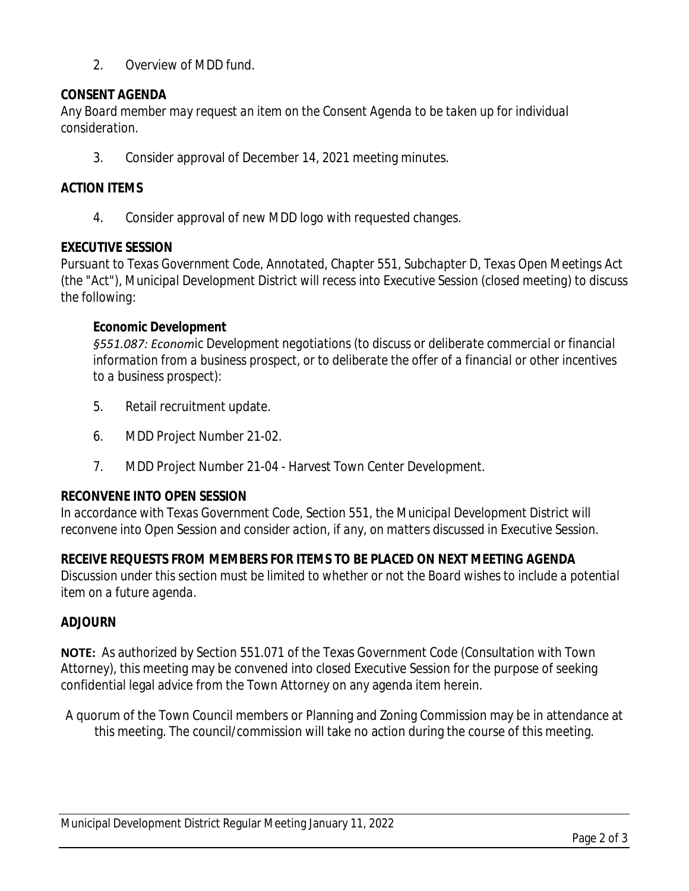2. Overview of MDD fund.

**CONSENT AGENDA**

*Any Board member may request an item on the Consent Agenda to be taken up for individual consideration.*

3. Consider approval of December 14, 2021 meeting minutes.

**ACTION ITEMS**

4. Consider approval of new MDD logo with requested changes.

**EXECUTIVE SESSION**

*Pursuant to Texas Government Code, Annotated, Chapter 551, Subchapter D, Texas Open Meetings Act (the "Act"), Municipal Development District will recess into Executive Session (closed meeting) to discuss the following:*

**Economic Development**

*§551.087: Economic Development negotiations (to discuss or deliberate commercial or financial information from a business prospect, or to deliberate the offer of a financial or other incentives to a business prospect):*

5. Retail recruitment update.
6. MDD Project Number 21-02.
7. MDD Project Number 21-04 - Harvest Town Center Development.

**RECONVENE INTO OPEN SESSION**

*In accordance with Texas Government Code, Section 551, the Municipal Development District will reconvene into Open Session and consider action, if any, on matters discussed in Executive Session.*

**RECEIVE REQUESTS FROM MEMBERS FOR ITEMS TO BE PLACED ON NEXT MEETING AGENDA**

*Discussion under this section must be limited to whether or not the Board wishes to include a potential item on a future agenda.*

**ADJOURN**

**NOTE:** As authorized by Section 551.071 of the Texas Government Code (Consultation with Town Attorney), this meeting may be convened into closed Executive Session for the purpose of seeking confidential legal advice from the Town Attorney on any agenda item herein.

A quorum of the Town Council members or Planning and Zoning Commission may be in attendance at this meeting. The council/commission will take no action during the course of this meeting.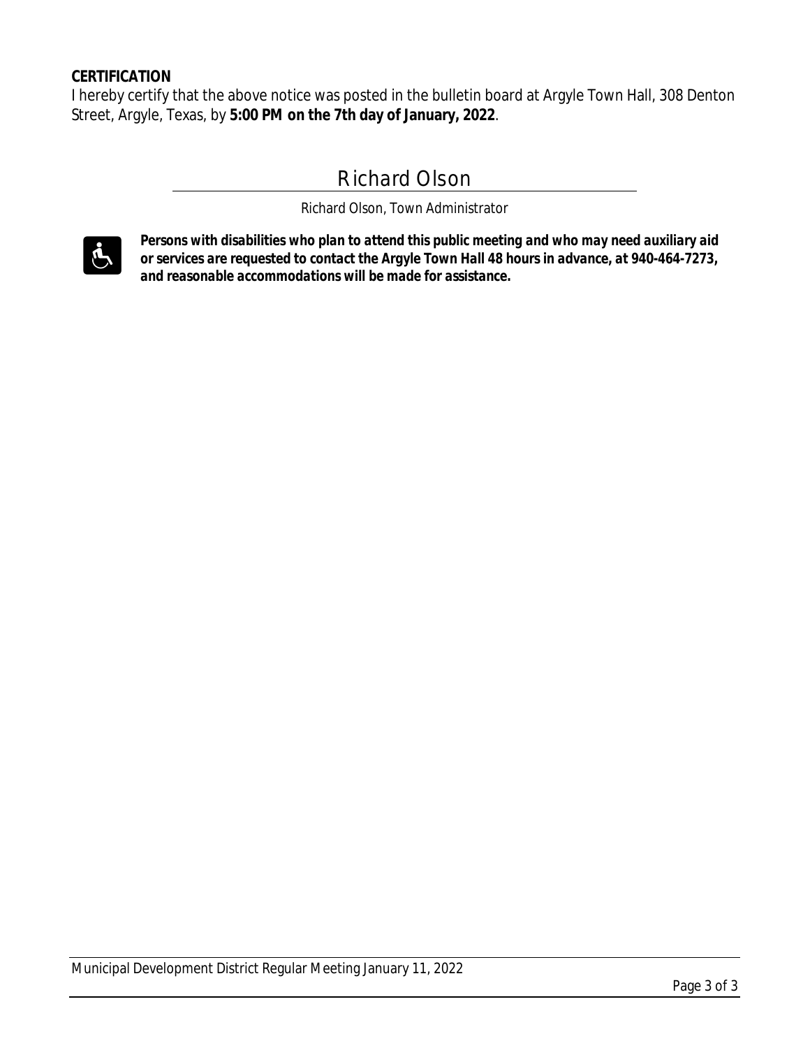**CERTIFICATION**

I hereby certify that the above notice was posted in the bulletin board at Argyle Town Hall, 308 Denton Street, Argyle, Texas, by **5:00 PM on the 7th day of January, 2022**.

Richard Olson

Richard Olson, Town Administrator

***Persons with disabilities who plan to attend this public meeting and who may need auxiliary aid or services are requested to contact the Argyle Town Hall 48 hours in advance, at 940-464-7273, and reasonable accommodations will be made for assistance.***